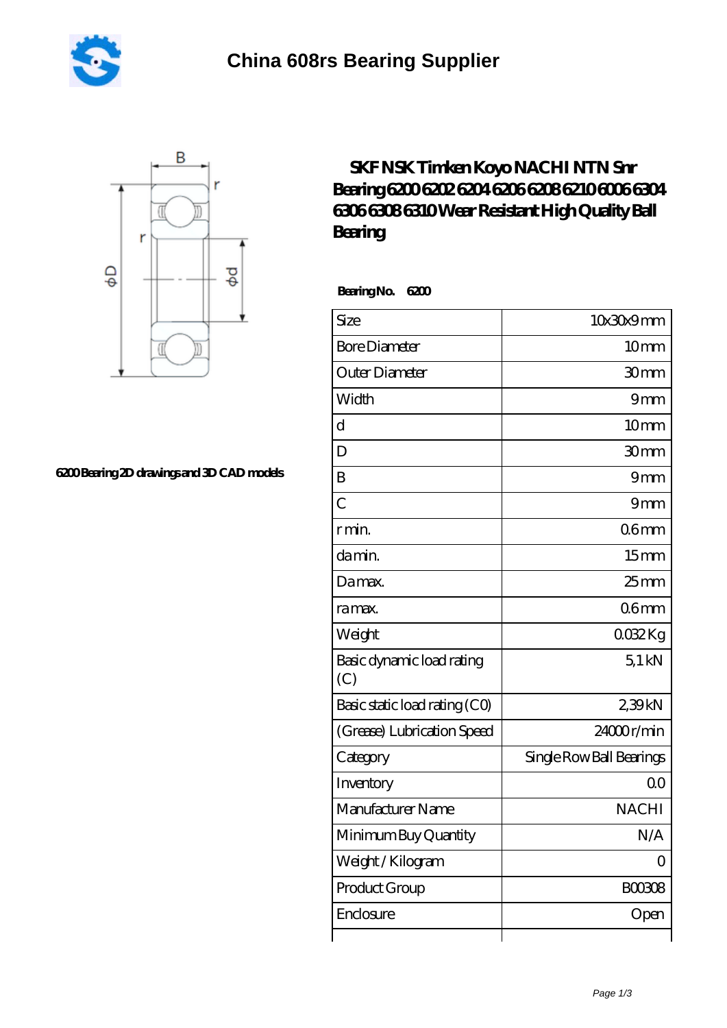# China 608rs Bearing Supplier

## SKF NSK Timken Koyo NACHI NTN Snr Bearing 6200 6202 6204 6206 6208 6210 6006 6304 6306 6308 6310 Wear Resistant High Quality Ball Bearing

6200 Bearing 2D drawings and 3D CAD models

**Bearing No. 6200**

| Size | 10x30x9 mm |
|---|---|
| Bore Diameter | 10 mm |
| Outer Diameter | 30 mm |
| Width | 9 mm |
| d | 10 mm |
| D | 30 mm |
| B | 9 mm |
| C | 9 mm |
| r min. | 0.6 mm |
| da min. | 15 mm |
| Da max. | 25 mm |
| ra max. | 0.6 mm |
| Weight | 0.032 Kg |
| Basic dynamic load rating (C) | 5,1 kN |
| Basic static load rating (C0) | 2,39 kN |
| (Grease) Lubrication Speed | 24000 r/min |
| Category | Single Row Ball Bearings |
| Inventory | 0.0 |
| Manufacturer Name | NACHI |
| Minimum Buy Quantity | N/A |
| Weight / Kilogram | 0 |
| Product Group | B00308 |
| Enclosure | Open |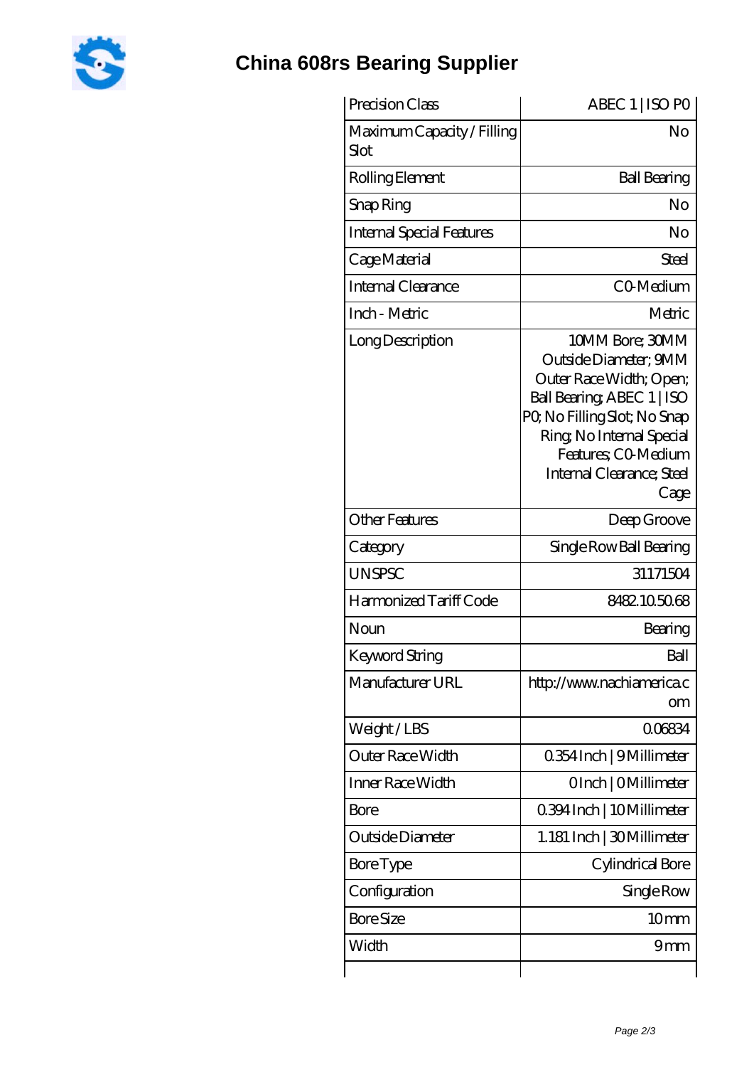# China 608rs Bearing Supplier

| | |
|---|---|
| Precision Class | ABEC 1 \| ISO P0 |
| Maximum Capacity / Filling Slot | No |
| Rolling Element | Ball Bearing |
| Snap Ring | No |
| Internal Special Features | No |
| Cage Material | Steel |
| Internal Clearance | C0-Medium |
| Inch - Metric | Metric |
| Long Description | 10MM Bore; 30MM Outside Diameter; 9MM Outer Race Width; Open; Ball Bearing; ABEC 1 \| ISO P0; No Filling Slot; No Snap Ring; No Internal Special Features; C0-Medium Internal Clearance; Steel Cage |
| Other Features | Deep Groove |
| Category | Single Row Ball Bearing |
| UNSPSC | 31171504 |
| Harmonized Tariff Code | 8482.10.50.68 |
| Noun | Bearing |
| Keyword String | Ball |
| Manufacturer URL | http://www.nachiamerica.com |
| Weight / LBS | 0.06834 |
| Outer Race Width | 0.354 Inch \| 9 Millimeter |
| Inner Race Width | 0 Inch \| 0 Millimeter |
| Bore | 0.394 Inch \| 10 Millimeter |
| Outside Diameter | 1.181 Inch \| 30 Millimeter |
| Bore Type | Cylindrical Bore |
| Configuration | Single Row |
| Bore Size | 10 mm |
| Width | 9 mm |
| | |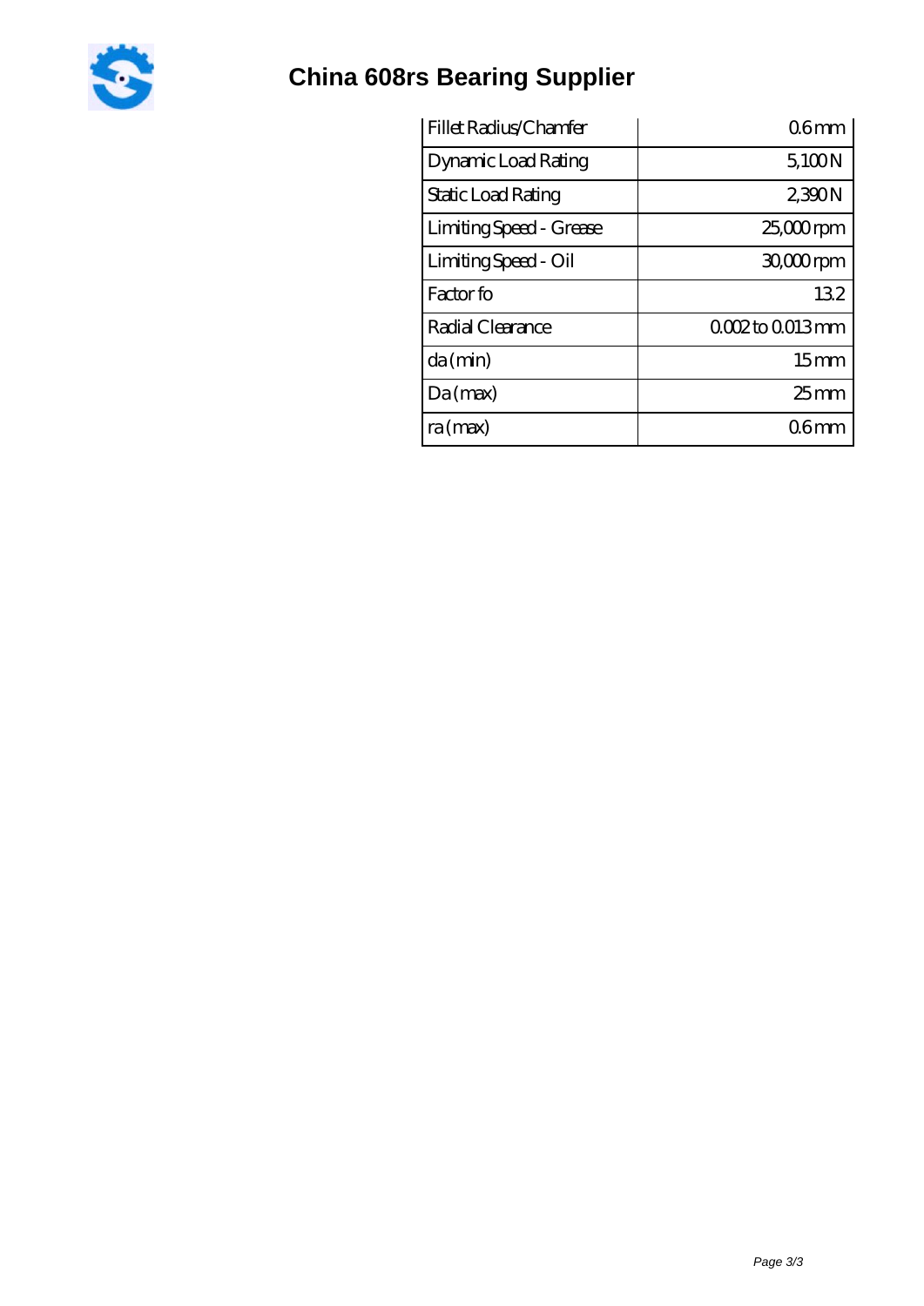| | |
|---|---|
| Fillet Radius/Chamfer | 0.6 mm |
| Dynamic Load Rating | 5,100 N |
| Static Load Rating | 2,390 N |
| Limiting Speed - Grease | 25,000 rpm |
| Limiting Speed - Oil | 30,000 rpm |
| Factor fo | 13.2 |
| Radial Clearance | 0.002 to 0.013 mm |
| da (min) | 15 mm |
| Da (max) | 25 mm |
| ra (max) | 0.6 mm |